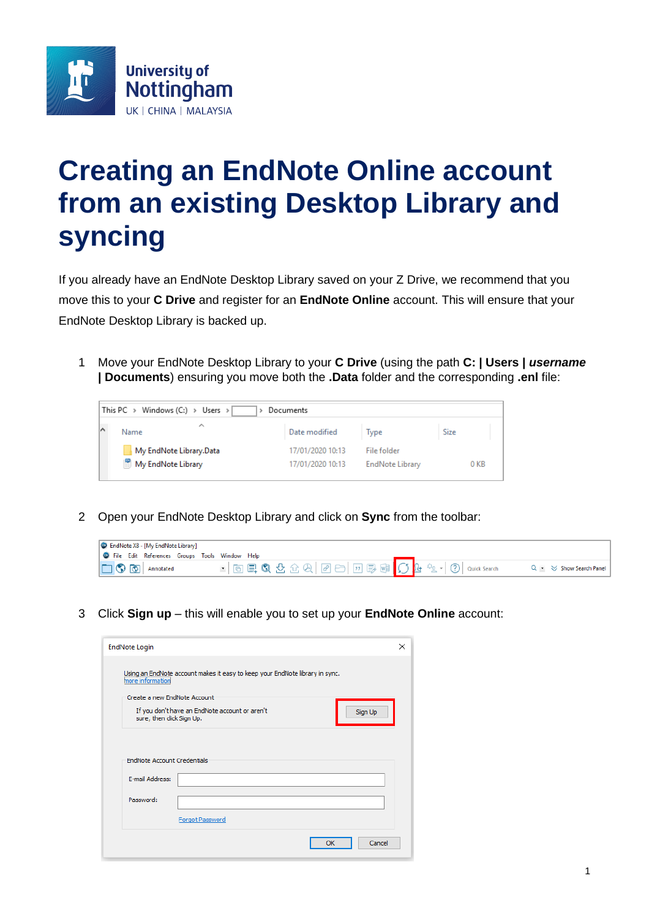# Creating an EndNote Online account from an existing Desktop Library and syncing

If you already have an EndNote Desktop Library saved on your Z Drive, we recommend that you move this to your **C Drive** and register for an **EndNote Online** account. This will ensure that your EndNote Desktop Library is backed up.

1. Move your EndNote Desktop Library to your **C Drive** (using the path **C: | Users | *username* | Documents**) ensuring you move both the **.Data** folder and the corresponding **.enl** file:

2. Open your EndNote Desktop Library and click on **Sync** from the toolbar:

3. Click **Sign up** – this will enable you to set up your **EndNote Online** account: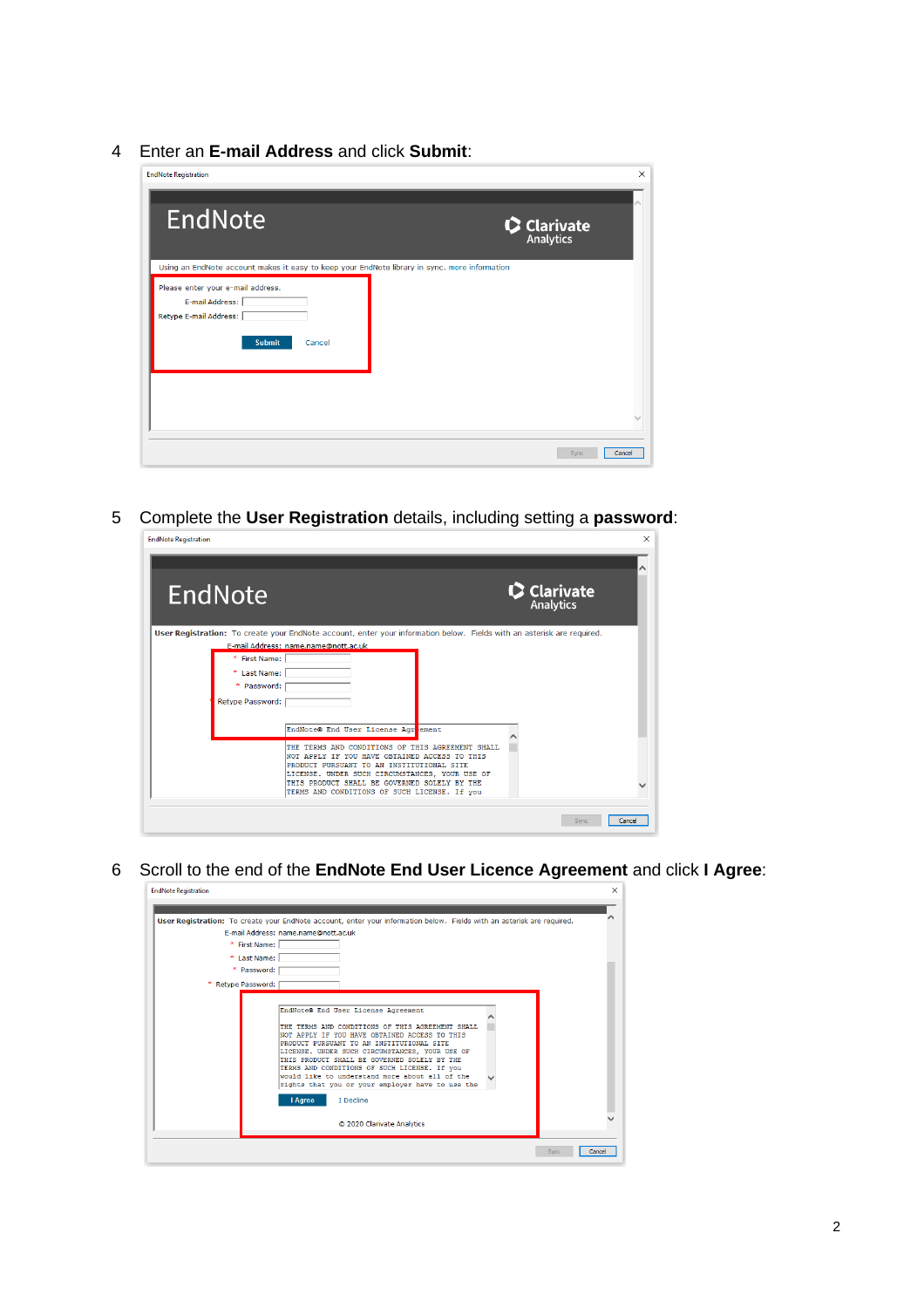4 Enter an **E-mail Address** and click **Submit**:

5 Complete the **User Registration** details, including setting a **password**:

6 Scroll to the end of the **EndNote End User Licence Agreement** and click **I Agree**: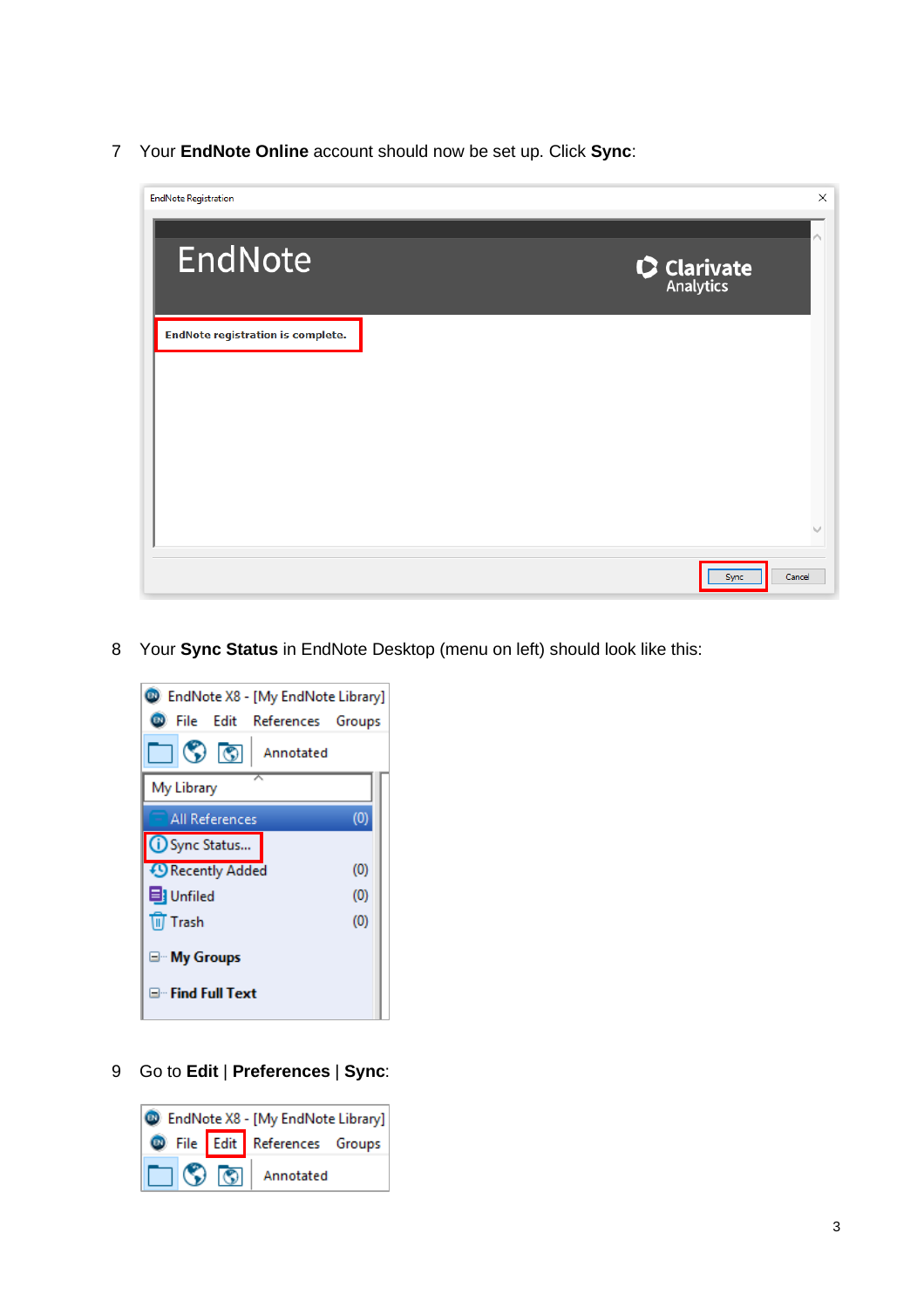7 Your **EndNote Online** account should now be set up. Click **Sync**:

8 Your **Sync Status** in EndNote Desktop (menu on left) should look like this:

9 Go to **Edit** | **Preferences** | **Sync**: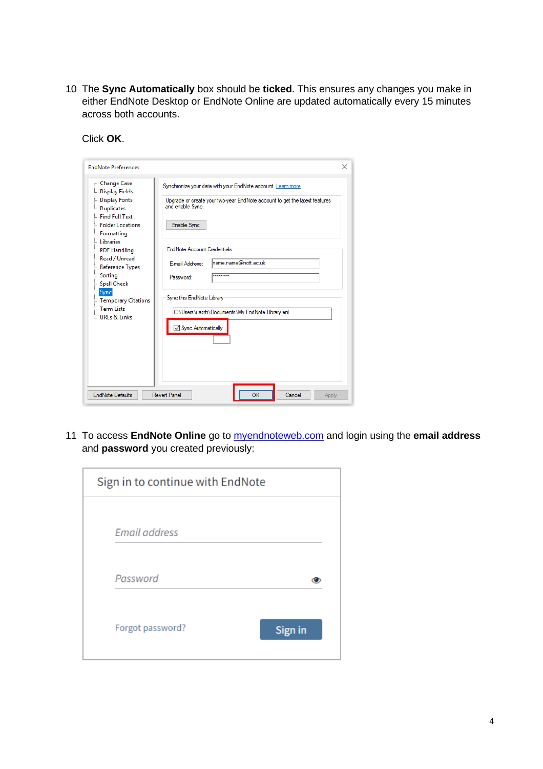10 The **Sync Automatically** box should be **ticked**. This ensures any changes you make in either EndNote Desktop or EndNote Online are updated automatically every 15 minutes across both accounts.

Click **OK**.

11 To access **EndNote Online** go to [myendnoteweb.com](myendnoteweb.com) and login using the **email address** and **password** you created previously: